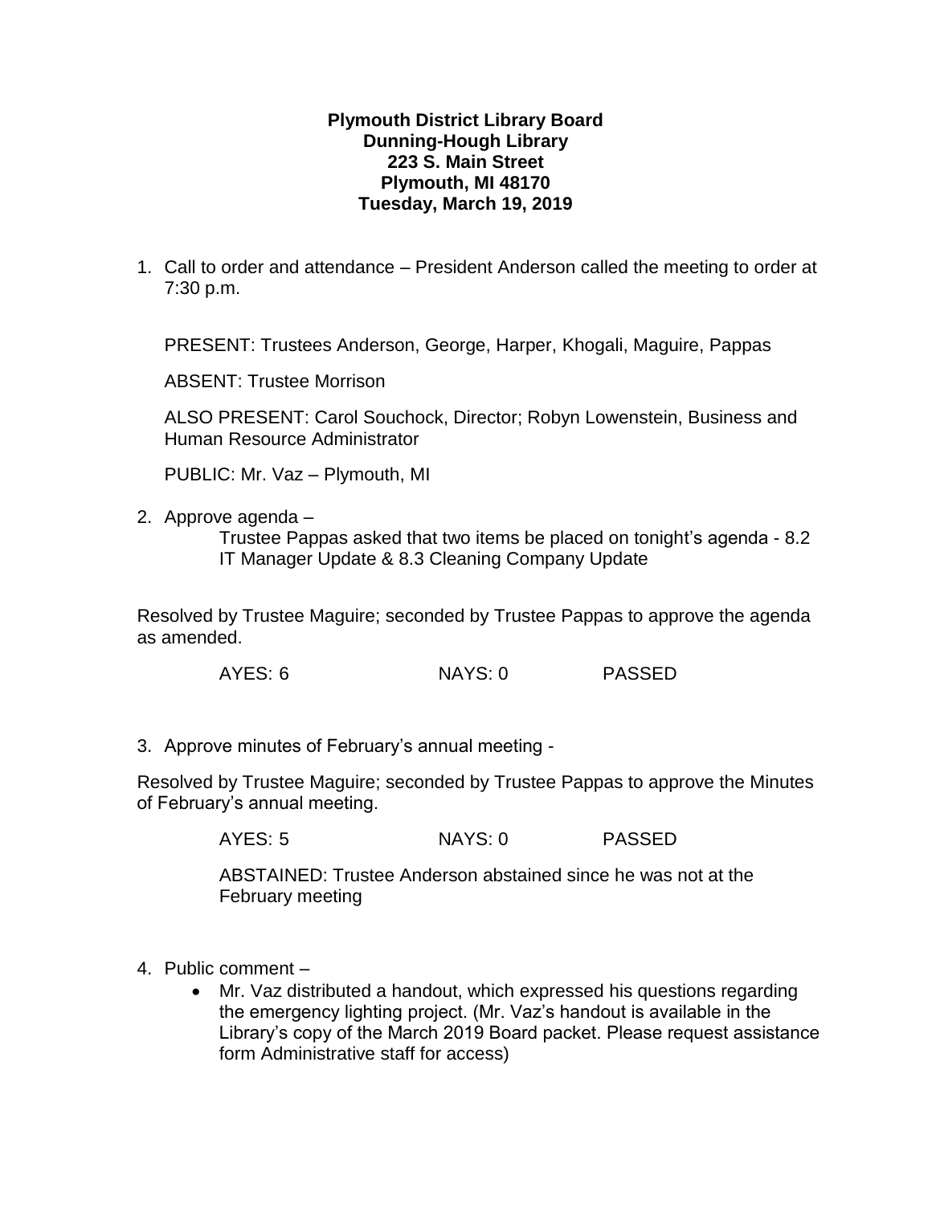**Plymouth District Library Board**
**Dunning-Hough Library**
**223 S. Main Street**
**Plymouth, MI 48170**
**Tuesday, March 19, 2019**

1. Call to order and attendance – President Anderson called the meeting to order at 7:30 p.m.

   PRESENT: Trustees Anderson, George, Harper, Khogali, Maguire, Pappas

   ABSENT: Trustee Morrison

   ALSO PRESENT: Carol Souchock, Director; Robyn Lowenstein, Business and Human Resource Administrator

   PUBLIC: Mr. Vaz – Plymouth, MI

2. Approve agenda –

   Trustee Pappas asked that two items be placed on tonight's agenda - 8.2 IT Manager Update & 8.3 Cleaning Company Update

Resolved by Trustee Maguire; seconded by Trustee Pappas to approve the agenda as amended.

AYES: 6 NAYS: 0 PASSED

3. Approve minutes of February's annual meeting -

Resolved by Trustee Maguire; seconded by Trustee Pappas to approve the Minutes of February's annual meeting.

AYES: 5 NAYS: 0 PASSED

ABSTAINED: Trustee Anderson abstained since he was not at the February meeting

4. Public comment –
   - Mr. Vaz distributed a handout, which expressed his questions regarding the emergency lighting project. (Mr. Vaz's handout is available in the Library's copy of the March 2019 Board packet. Please request assistance form Administrative staff for access)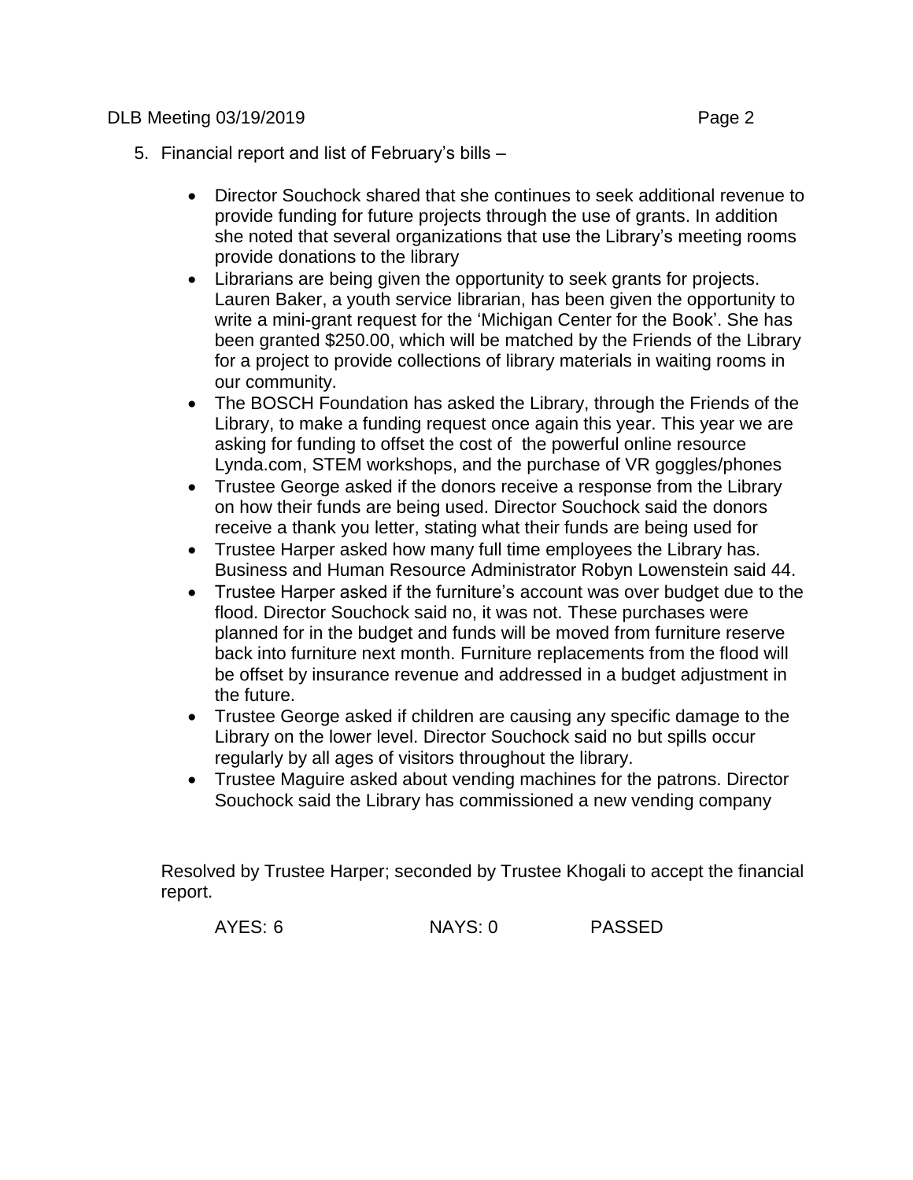5. Financial report and list of February's bills –

   - Director Souchock shared that she continues to seek additional revenue to provide funding for future projects through the use of grants. In addition she noted that several organizations that use the Library's meeting rooms provide donations to the library
   - Librarians are being given the opportunity to seek grants for projects. Lauren Baker, a youth service librarian, has been given the opportunity to write a mini-grant request for the 'Michigan Center for the Book'. She has been granted $250.00, which will be matched by the Friends of the Library for a project to provide collections of library materials in waiting rooms in our community.
   - The BOSCH Foundation has asked the Library, through the Friends of the Library, to make a funding request once again this year. This year we are asking for funding to offset the cost of the powerful online resource Lynda.com, STEM workshops, and the purchase of VR goggles/phones
   - Trustee George asked if the donors receive a response from the Library on how their funds are being used. Director Souchock said the donors receive a thank you letter, stating what their funds are being used for
   - Trustee Harper asked how many full time employees the Library has. Business and Human Resource Administrator Robyn Lowenstein said 44.
   - Trustee Harper asked if the furniture's account was over budget due to the flood. Director Souchock said no, it was not. These purchases were planned for in the budget and funds will be moved from furniture reserve back into furniture next month. Furniture replacements from the flood will be offset by insurance revenue and addressed in a budget adjustment in the future.
   - Trustee George asked if children are causing any specific damage to the Library on the lower level. Director Souchock said no but spills occur regularly by all ages of visitors throughout the library.
   - Trustee Maguire asked about vending machines for the patrons. Director Souchock said the Library has commissioned a new vending company

Resolved by Trustee Harper; seconded by Trustee Khogali to accept the financial report.

AYES: 6 NAYS: 0 PASSED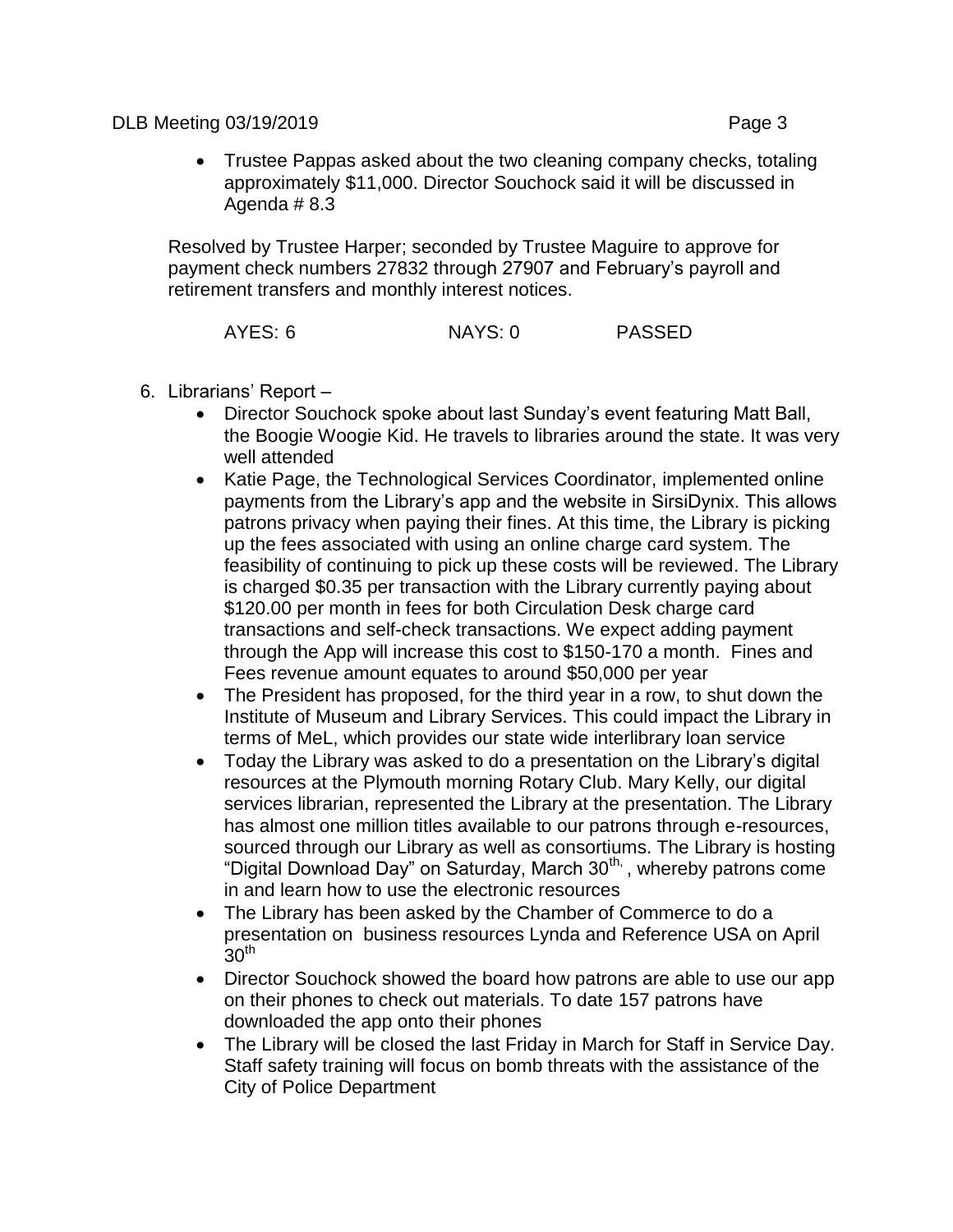- Trustee Pappas asked about the two cleaning company checks, totaling approximately $11,000. Director Souchock said it will be discussed in Agenda # 8.3

Resolved by Trustee Harper; seconded by Trustee Maguire to approve for payment check numbers 27832 through 27907 and February's payroll and retirement transfers and monthly interest notices.

AYES: 6 NAYS: 0 PASSED

6. Librarians' Report –
   - Director Souchock spoke about last Sunday's event featuring Matt Ball, the Boogie Woogie Kid. He travels to libraries around the state. It was very well attended
   - Katie Page, the Technological Services Coordinator, implemented online payments from the Library's app and the website in SirsiDynix. This allows patrons privacy when paying their fines. At this time, the Library is picking up the fees associated with using an online charge card system. The feasibility of continuing to pick up these costs will be reviewed. The Library is charged $0.35 per transaction with the Library currently paying about $120.00 per month in fees for both Circulation Desk charge card transactions and self-check transactions. We expect adding payment through the App will increase this cost to $150-170 a month. Fines and Fees revenue amount equates to around $50,000 per year
   - The President has proposed, for the third year in a row, to shut down the Institute of Museum and Library Services. This could impact the Library in terms of MeL, which provides our state wide interlibrary loan service
   - Today the Library was asked to do a presentation on the Library's digital resources at the Plymouth morning Rotary Club. Mary Kelly, our digital services librarian, represented the Library at the presentation. The Library has almost one million titles available to our patrons through e-resources, sourced through our Library as well as consortiums. The Library is hosting "Digital Download Day" on Saturday, March 30th, , whereby patrons come in and learn how to use the electronic resources
   - The Library has been asked by the Chamber of Commerce to do a presentation on business resources Lynda and Reference USA on April 30th
   - Director Souchock showed the board how patrons are able to use our app on their phones to check out materials. To date 157 patrons have downloaded the app onto their phones
   - The Library will be closed the last Friday in March for Staff in Service Day. Staff safety training will focus on bomb threats with the assistance of the City of Police Department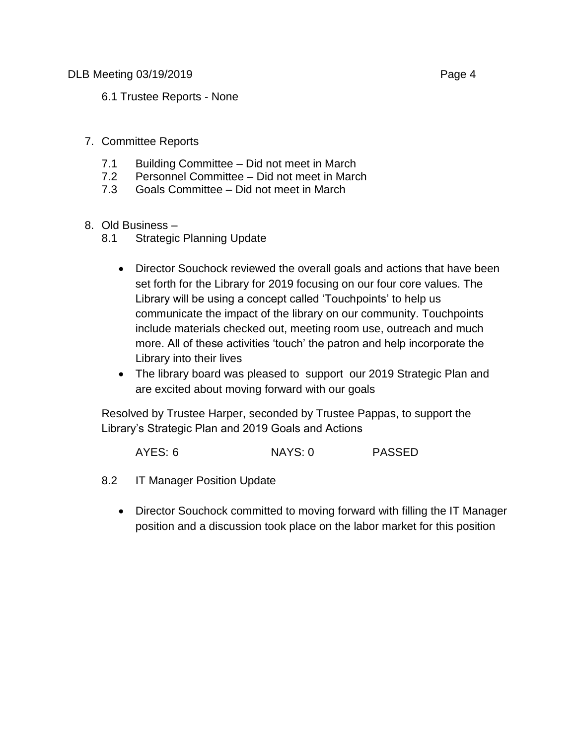6.1 Trustee Reports - None

7. Committee Reports

   7.1 Building Committee – Did not meet in March
   7.2 Personnel Committee – Did not meet in March
   7.3 Goals Committee – Did not meet in March

8. Old Business –

   8.1 Strategic Planning Update

   - Director Souchock reviewed the overall goals and actions that have been set forth for the Library for 2019 focusing on our four core values. The Library will be using a concept called 'Touchpoints' to help us communicate the impact of the library on our community. Touchpoints include materials checked out, meeting room use, outreach and much more. All of these activities 'touch' the patron and help incorporate the Library into their lives
   - The library board was pleased to support our 2019 Strategic Plan and are excited about moving forward with our goals

   Resolved by Trustee Harper, seconded by Trustee Pappas, to support the Library's Strategic Plan and 2019 Goals and Actions

   AYES: 6 NAYS: 0 PASSED

   8.2 IT Manager Position Update

   - Director Souchock committed to moving forward with filling the IT Manager position and a discussion took place on the labor market for this position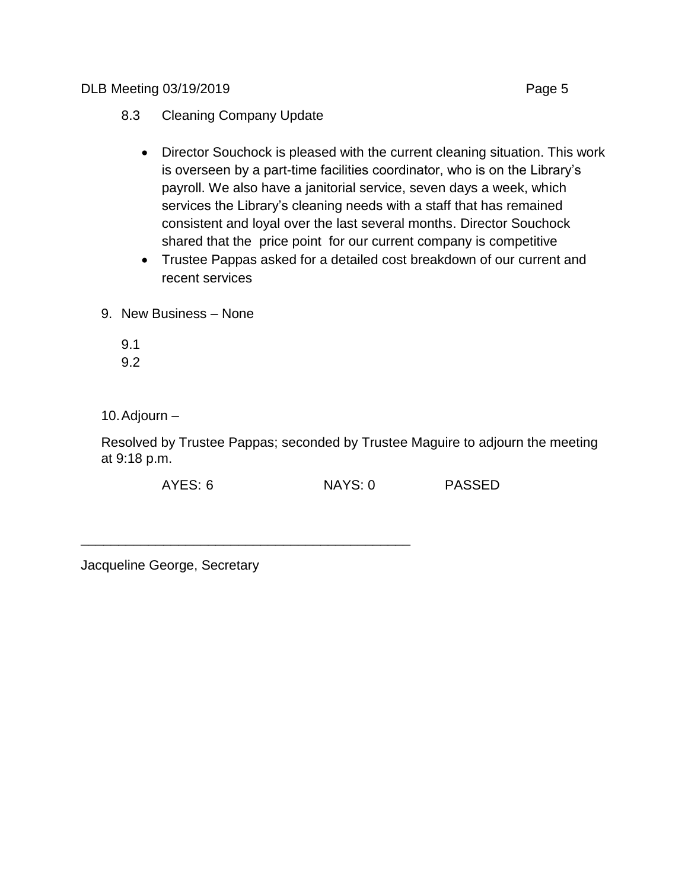8.3 Cleaning Company Update

- Director Souchock is pleased with the current cleaning situation. This work is overseen by a part-time facilities coordinator, who is on the Library's payroll. We also have a janitorial service, seven days a week, which services the Library's cleaning needs with a staff that has remained consistent and loyal over the last several months. Director Souchock shared that the price point for our current company is competitive
- Trustee Pappas asked for a detailed cost breakdown of our current and recent services

9. New Business – None

9.1
9.2

10. Adjourn –

Resolved by Trustee Pappas; seconded by Trustee Maguire to adjourn the meeting at 9:18 p.m.

AYES: 6 NAYS: 0 PASSED

\_\_\_\_\_\_\_\_\_\_\_\_\_\_\_\_\_\_\_\_\_\_\_\_\_\_\_\_\_\_\_\_\_\_\_\_\_\_\_\_\_\_\_\_

Jacqueline George, Secretary